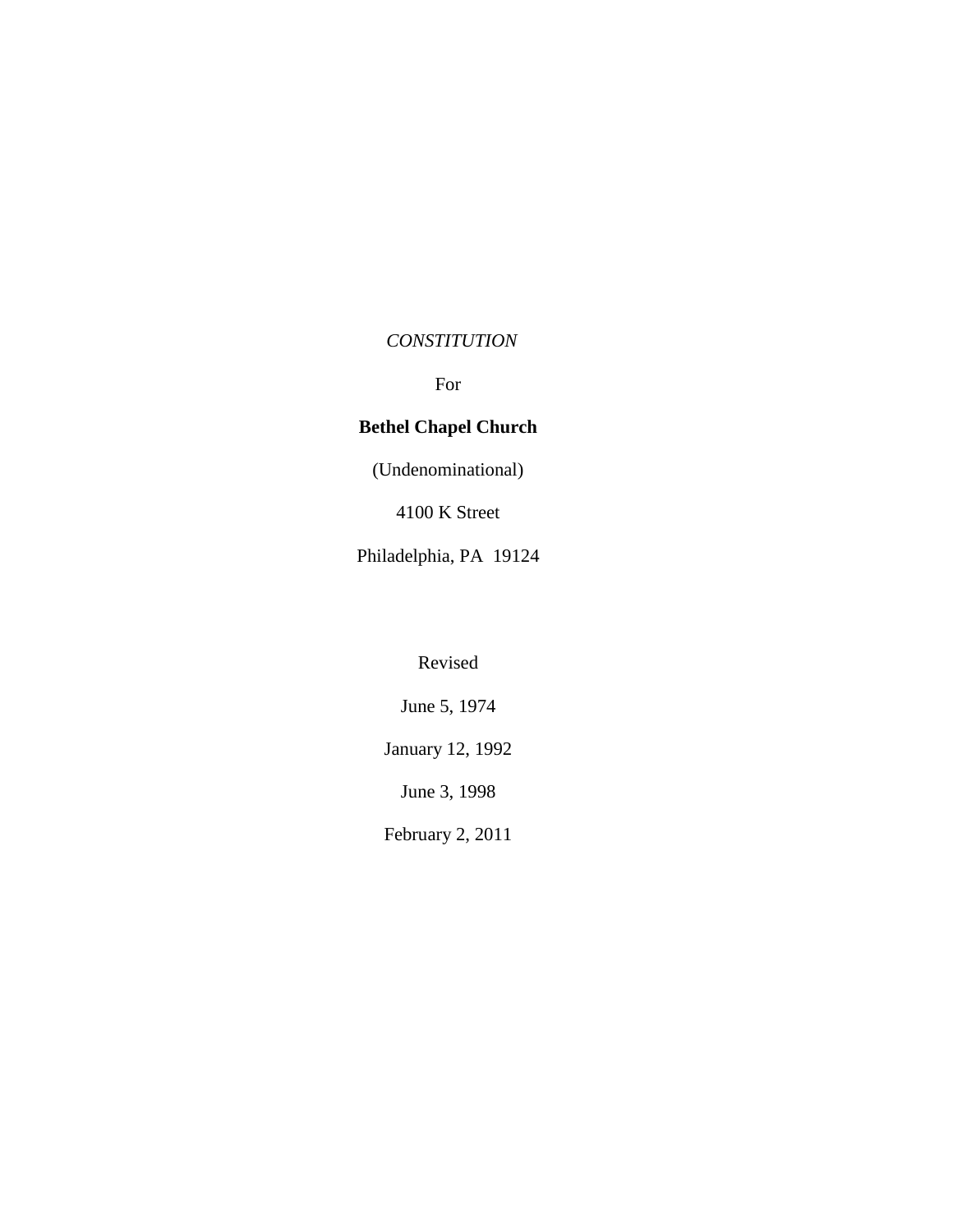*CONSTITUTION*

For

**Bethel Chapel Church**

(Undenominational)

4100 K Street

Philadelphia, PA 19124

Revised

June 5, 1974

January 12, 1992

June 3, 1998

February 2, 2011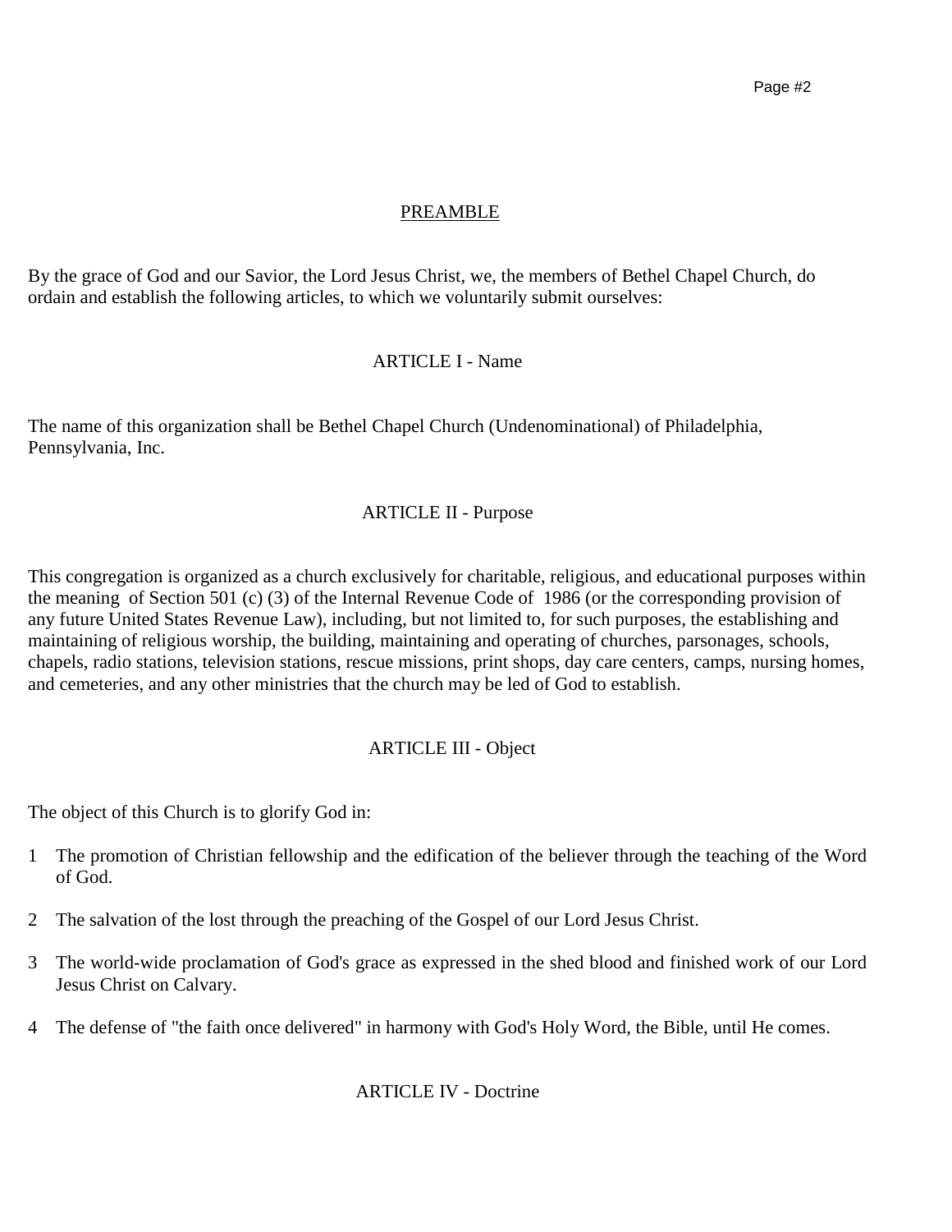## PREAMBLE

By the grace of God and our Savior, the Lord Jesus Christ, we, the members of Bethel Chapel Church, do ordain and establish the following articles, to which we voluntarily submit ourselves:

### ARTICLE I - Name

The name of this organization shall be Bethel Chapel Church (Undenominational) of Philadelphia, Pennsylvania, Inc.

### ARTICLE II - Purpose

This congregation is organized as a church exclusively for charitable, religious, and educational purposes within the meaning of Section 501 (c) (3) of the Internal Revenue Code of 1986 (or the corresponding provision of any future United States Revenue Law), including, but not limited to, for such purposes, the establishing and maintaining of religious worship, the building, maintaining and operating of churches, parsonages, schools, chapels, radio stations, television stations, rescue missions, print shops, day care centers, camps, nursing homes, and cemeteries, and any other ministries that the church may be led of God to establish.

### ARTICLE III - Object

The object of this Church is to glorify God in:

1 The promotion of Christian fellowship and the edification of the believer through the teaching of the Word of God.

2 The salvation of the lost through the preaching of the Gospel of our Lord Jesus Christ.

3 The world-wide proclamation of God's grace as expressed in the shed blood and finished work of our Lord Jesus Christ on Calvary.

4 The defense of "the faith once delivered" in harmony with God's Holy Word, the Bible, until He comes.

### ARTICLE IV - Doctrine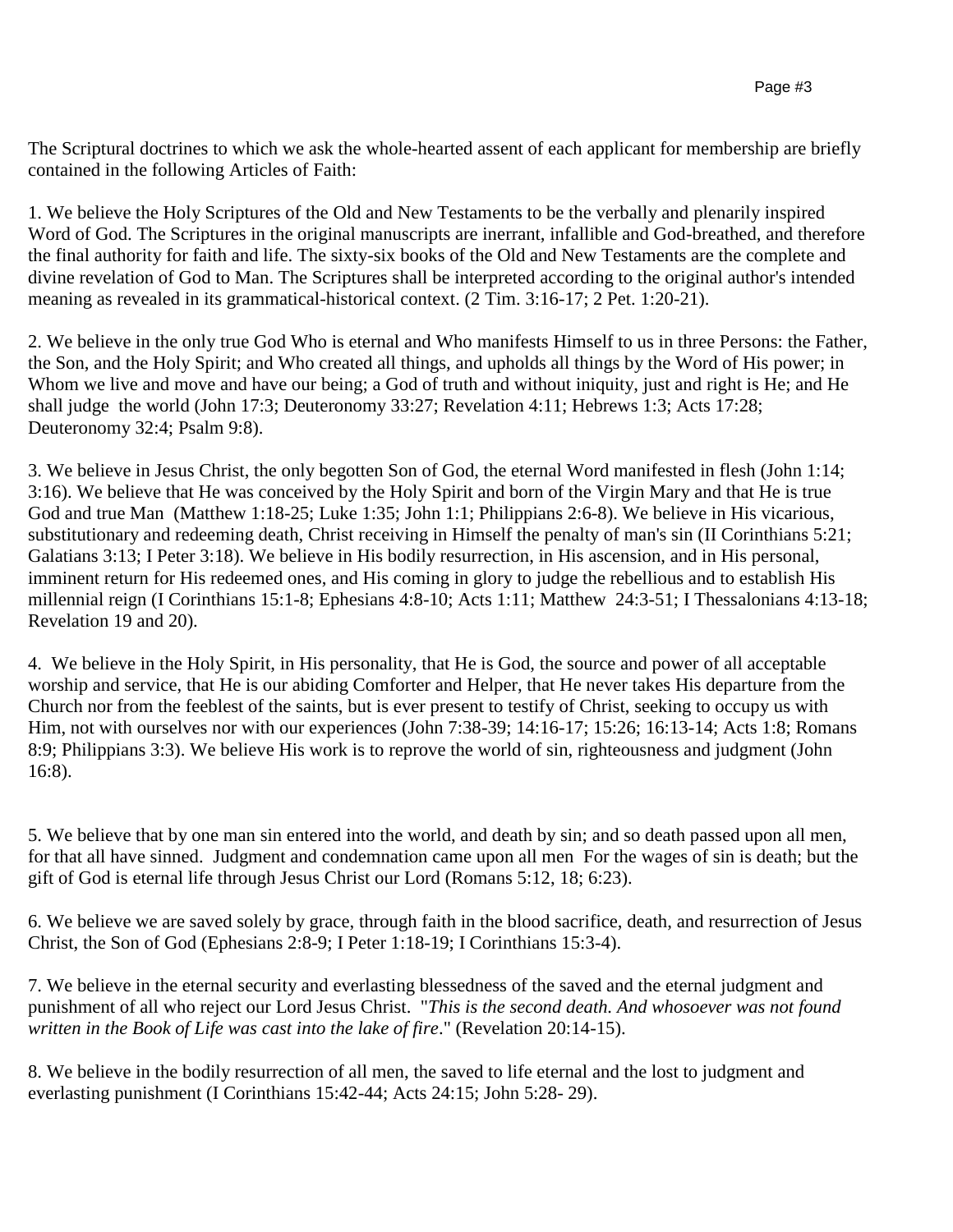The Scriptural doctrines to which we ask the whole-hearted assent of each applicant for membership are briefly contained in the following Articles of Faith:

1. We believe the Holy Scriptures of the Old and New Testaments to be the verbally and plenarily inspired Word of God. The Scriptures in the original manuscripts are inerrant, infallible and God-breathed, and therefore the final authority for faith and life. The sixty-six books of the Old and New Testaments are the complete and divine revelation of God to Man. The Scriptures shall be interpreted according to the original author's intended meaning as revealed in its grammatical-historical context. (2 Tim. 3:16-17; 2 Pet. 1:20-21).

2. We believe in the only true God Who is eternal and Who manifests Himself to us in three Persons: the Father, the Son, and the Holy Spirit; and Who created all things, and upholds all things by the Word of His power; in Whom we live and move and have our being; a God of truth and without iniquity, just and right is He; and He shall judge the world (John 17:3; Deuteronomy 33:27; Revelation 4:11; Hebrews 1:3; Acts 17:28; Deuteronomy 32:4; Psalm 9:8).

3. We believe in Jesus Christ, the only begotten Son of God, the eternal Word manifested in flesh (John 1:14; 3:16). We believe that He was conceived by the Holy Spirit and born of the Virgin Mary and that He is true God and true Man (Matthew 1:18-25; Luke 1:35; John 1:1; Philippians 2:6-8). We believe in His vicarious, substitutionary and redeeming death, Christ receiving in Himself the penalty of man's sin (II Corinthians 5:21; Galatians 3:13; I Peter 3:18). We believe in His bodily resurrection, in His ascension, and in His personal, imminent return for His redeemed ones, and His coming in glory to judge the rebellious and to establish His millennial reign (I Corinthians 15:1-8; Ephesians 4:8-10; Acts 1:11; Matthew 24:3-51; I Thessalonians 4:13-18; Revelation 19 and 20).

4. We believe in the Holy Spirit, in His personality, that He is God, the source and power of all acceptable worship and service, that He is our abiding Comforter and Helper, that He never takes His departure from the Church nor from the feeblest of the saints, but is ever present to testify of Christ, seeking to occupy us with Him, not with ourselves nor with our experiences (John 7:38-39; 14:16-17; 15:26; 16:13-14; Acts 1:8; Romans 8:9; Philippians 3:3). We believe His work is to reprove the world of sin, righteousness and judgment (John 16:8).

5. We believe that by one man sin entered into the world, and death by sin; and so death passed upon all men, for that all have sinned. Judgment and condemnation came upon all men For the wages of sin is death; but the gift of God is eternal life through Jesus Christ our Lord (Romans 5:12, 18; 6:23).

6. We believe we are saved solely by grace, through faith in the blood sacrifice, death, and resurrection of Jesus Christ, the Son of God (Ephesians 2:8-9; I Peter 1:18-19; I Corinthians 15:3-4).

7. We believe in the eternal security and everlasting blessedness of the saved and the eternal judgment and punishment of all who reject our Lord Jesus Christ. "*This is the second death. And whosoever was not found written in the Book of Life was cast into the lake of fire*." (Revelation 20:14-15).

8. We believe in the bodily resurrection of all men, the saved to life eternal and the lost to judgment and everlasting punishment (I Corinthians 15:42-44; Acts 24:15; John 5:28- 29).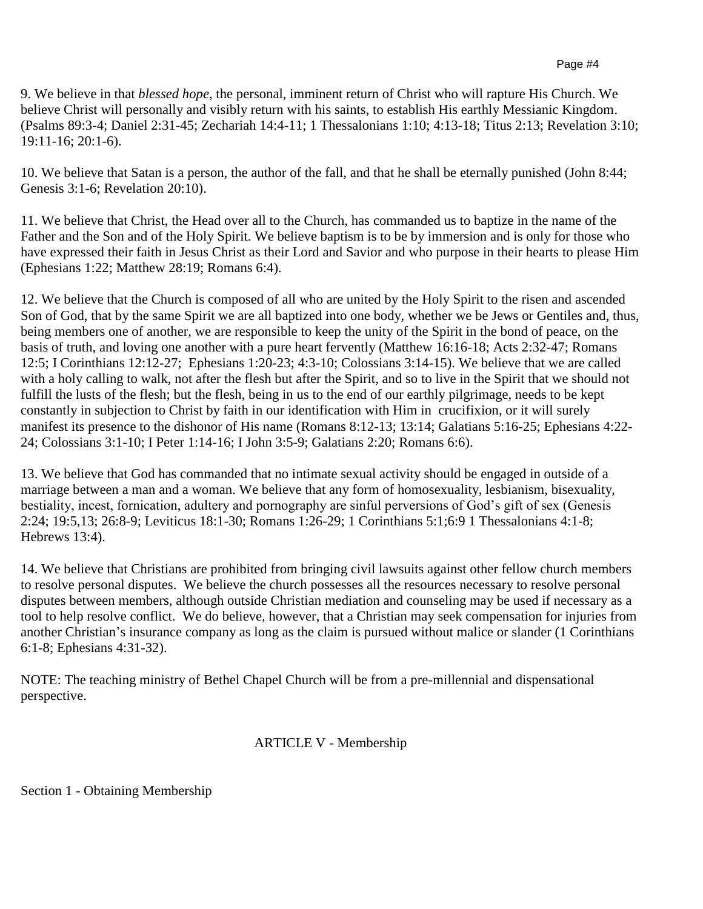9. We believe in that *blessed hope*, the personal, imminent return of Christ who will rapture His Church. We believe Christ will personally and visibly return with his saints, to establish His earthly Messianic Kingdom. (Psalms 89:3-4; Daniel 2:31-45; Zechariah 14:4-11; 1 Thessalonians 1:10; 4:13-18; Titus 2:13; Revelation 3:10; 19:11-16; 20:1-6).

10. We believe that Satan is a person, the author of the fall, and that he shall be eternally punished (John 8:44; Genesis 3:1-6; Revelation 20:10).

11. We believe that Christ, the Head over all to the Church, has commanded us to baptize in the name of the Father and the Son and of the Holy Spirit. We believe baptism is to be by immersion and is only for those who have expressed their faith in Jesus Christ as their Lord and Savior and who purpose in their hearts to please Him (Ephesians 1:22; Matthew 28:19; Romans 6:4).

12. We believe that the Church is composed of all who are united by the Holy Spirit to the risen and ascended Son of God, that by the same Spirit we are all baptized into one body, whether we be Jews or Gentiles and, thus, being members one of another, we are responsible to keep the unity of the Spirit in the bond of peace, on the basis of truth, and loving one another with a pure heart fervently (Matthew 16:16-18; Acts 2:32-47; Romans 12:5; I Corinthians 12:12-27; Ephesians 1:20-23; 4:3-10; Colossians 3:14-15). We believe that we are called with a holy calling to walk, not after the flesh but after the Spirit, and so to live in the Spirit that we should not fulfill the lusts of the flesh; but the flesh, being in us to the end of our earthly pilgrimage, needs to be kept constantly in subjection to Christ by faith in our identification with Him in crucifixion, or it will surely manifest its presence to the dishonor of His name (Romans 8:12-13; 13:14; Galatians 5:16-25; Ephesians 4:22-24; Colossians 3:1-10; I Peter 1:14-16; I John 3:5-9; Galatians 2:20; Romans 6:6).

13. We believe that God has commanded that no intimate sexual activity should be engaged in outside of a marriage between a man and a woman. We believe that any form of homosexuality, lesbianism, bisexuality, bestiality, incest, fornication, adultery and pornography are sinful perversions of God's gift of sex (Genesis 2:24; 19:5,13; 26:8-9; Leviticus 18:1-30; Romans 1:26-29; 1 Corinthians 5:1;6:9 1 Thessalonians 4:1-8; Hebrews 13:4).

14. We believe that Christians are prohibited from bringing civil lawsuits against other fellow church members to resolve personal disputes. We believe the church possesses all the resources necessary to resolve personal disputes between members, although outside Christian mediation and counseling may be used if necessary as a tool to help resolve conflict. We do believe, however, that a Christian may seek compensation for injuries from another Christian's insurance company as long as the claim is pursued without malice or slander (1 Corinthians 6:1-8; Ephesians 4:31-32).

NOTE: The teaching ministry of Bethel Chapel Church will be from a pre-millennial and dispensational perspective.

## ARTICLE V - Membership

### Section 1 - Obtaining Membership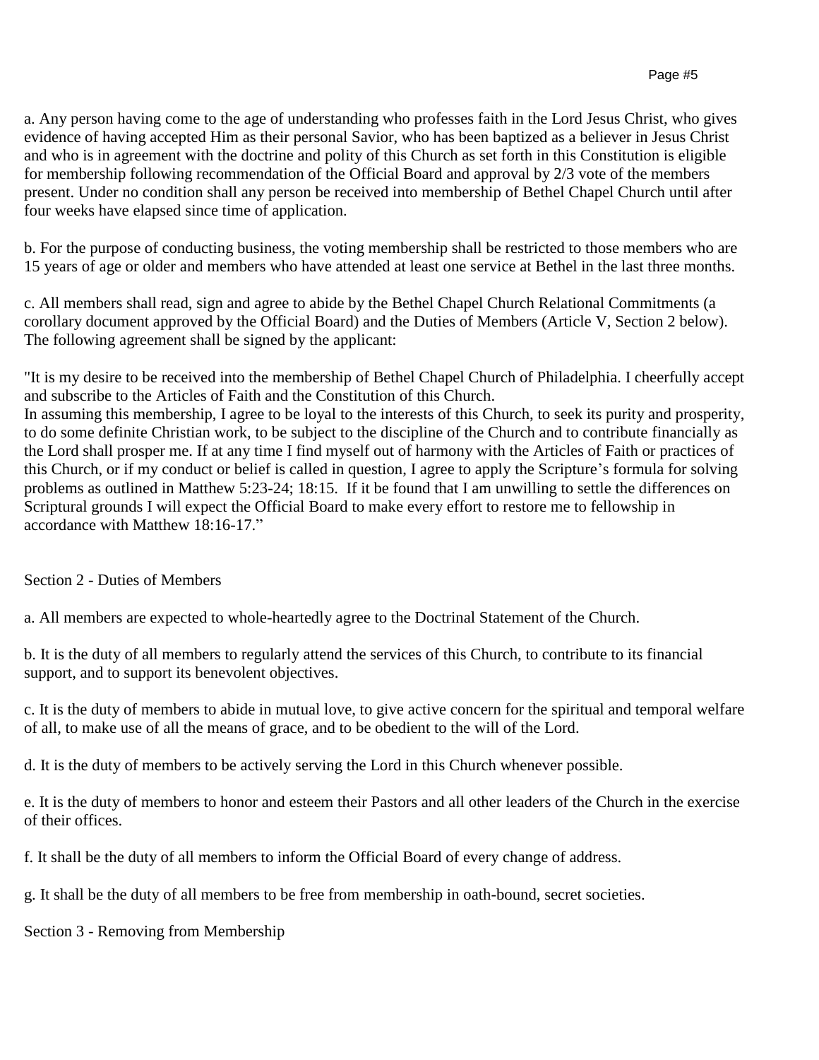a. Any person having come to the age of understanding who professes faith in the Lord Jesus Christ, who gives evidence of having accepted Him as their personal Savior, who has been baptized as a believer in Jesus Christ and who is in agreement with the doctrine and polity of this Church as set forth in this Constitution is eligible for membership following recommendation of the Official Board and approval by 2/3 vote of the members present. Under no condition shall any person be received into membership of Bethel Chapel Church until after four weeks have elapsed since time of application.

b. For the purpose of conducting business, the voting membership shall be restricted to those members who are 15 years of age or older and members who have attended at least one service at Bethel in the last three months.

c. All members shall read, sign and agree to abide by the Bethel Chapel Church Relational Commitments (a corollary document approved by the Official Board) and the Duties of Members (Article V, Section 2 below). The following agreement shall be signed by the applicant:

"It is my desire to be received into the membership of Bethel Chapel Church of Philadelphia. I cheerfully accept and subscribe to the Articles of Faith and the Constitution of this Church.
In assuming this membership, I agree to be loyal to the interests of this Church, to seek its purity and prosperity, to do some definite Christian work, to be subject to the discipline of the Church and to contribute financially as the Lord shall prosper me. If at any time I find myself out of harmony with the Articles of Faith or practices of this Church, or if my conduct or belief is called in question, I agree to apply the Scripture's formula for solving problems as outlined in Matthew 5:23-24; 18:15. If it be found that I am unwilling to settle the differences on Scriptural grounds I will expect the Official Board to make every effort to restore me to fellowship in accordance with Matthew 18:16-17."

Section 2 - Duties of Members

a. All members are expected to whole-heartedly agree to the Doctrinal Statement of the Church.

b. It is the duty of all members to regularly attend the services of this Church, to contribute to its financial support, and to support its benevolent objectives.

c. It is the duty of members to abide in mutual love, to give active concern for the spiritual and temporal welfare of all, to make use of all the means of grace, and to be obedient to the will of the Lord.

d. It is the duty of members to be actively serving the Lord in this Church whenever possible.

e. It is the duty of members to honor and esteem their Pastors and all other leaders of the Church in the exercise of their offices.

f. It shall be the duty of all members to inform the Official Board of every change of address.

g. It shall be the duty of all members to be free from membership in oath-bound, secret societies.

Section 3 - Removing from Membership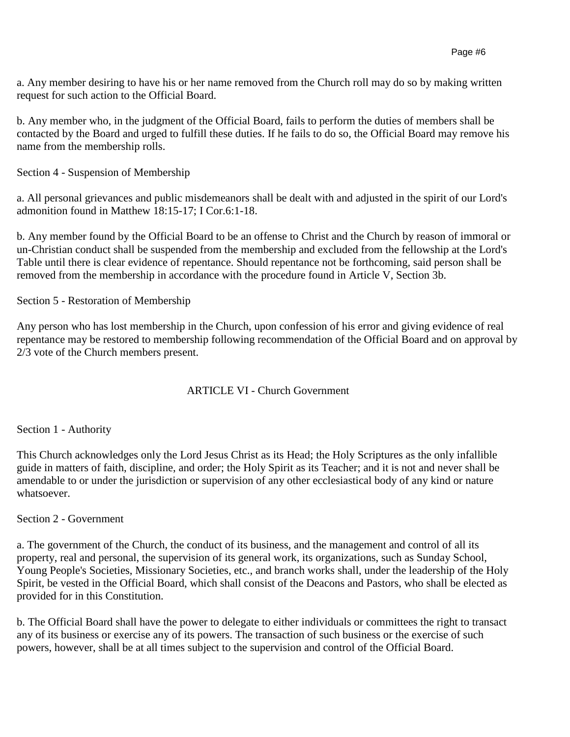a. Any member desiring to have his or her name removed from the Church roll may do so by making written request for such action to the Official Board.

b. Any member who, in the judgment of the Official Board, fails to perform the duties of members shall be contacted by the Board and urged to fulfill these duties. If he fails to do so, the Official Board may remove his name from the membership rolls.

Section 4 - Suspension of Membership

a. All personal grievances and public misdemeanors shall be dealt with and adjusted in the spirit of our Lord's admonition found in Matthew 18:15-17; I Cor.6:1-18.

b. Any member found by the Official Board to be an offense to Christ and the Church by reason of immoral or un-Christian conduct shall be suspended from the membership and excluded from the fellowship at the Lord's Table until there is clear evidence of repentance. Should repentance not be forthcoming, said person shall be removed from the membership in accordance with the procedure found in Article V, Section 3b.

Section 5 - Restoration of Membership

Any person who has lost membership in the Church, upon confession of his error and giving evidence of real repentance may be restored to membership following recommendation of the Official Board and on approval by 2/3 vote of the Church members present.

## ARTICLE VI - Church Government

Section 1 - Authority

This Church acknowledges only the Lord Jesus Christ as its Head; the Holy Scriptures as the only infallible guide in matters of faith, discipline, and order; the Holy Spirit as its Teacher; and it is not and never shall be amendable to or under the jurisdiction or supervision of any other ecclesiastical body of any kind or nature whatsoever.

Section 2 - Government

a. The government of the Church, the conduct of its business, and the management and control of all its property, real and personal, the supervision of its general work, its organizations, such as Sunday School, Young People's Societies, Missionary Societies, etc., and branch works shall, under the leadership of the Holy Spirit, be vested in the Official Board, which shall consist of the Deacons and Pastors, who shall be elected as provided for in this Constitution.

b. The Official Board shall have the power to delegate to either individuals or committees the right to transact any of its business or exercise any of its powers. The transaction of such business or the exercise of such powers, however, shall be at all times subject to the supervision and control of the Official Board.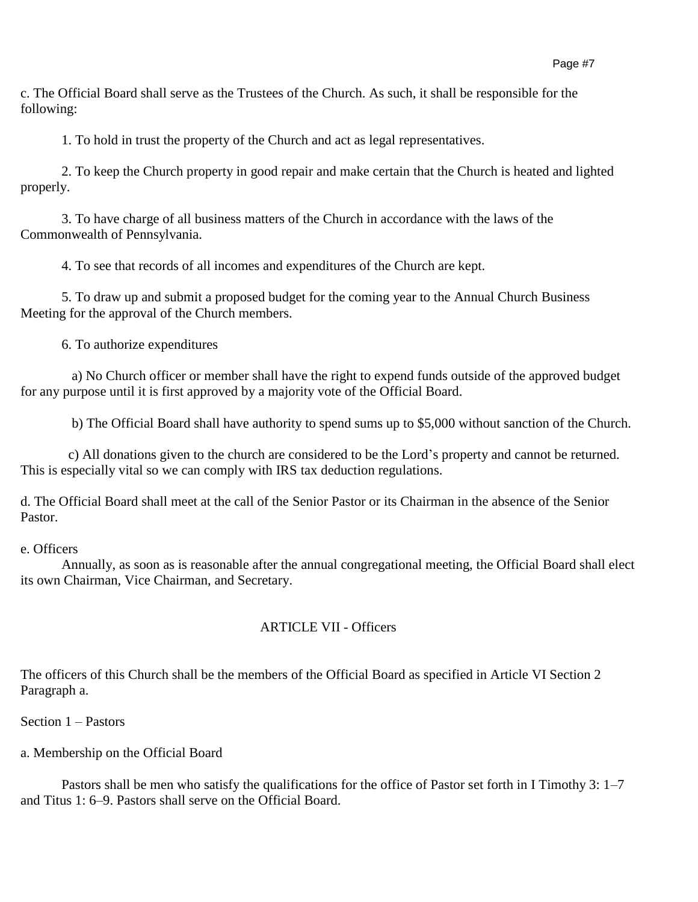c. The Official Board shall serve as the Trustees of the Church. As such, it shall be responsible for the following:

1. To hold in trust the property of the Church and act as legal representatives.

2. To keep the Church property in good repair and make certain that the Church is heated and lighted properly.

3. To have charge of all business matters of the Church in accordance with the laws of the Commonwealth of Pennsylvania.

4. To see that records of all incomes and expenditures of the Church are kept.

5. To draw up and submit a proposed budget for the coming year to the Annual Church Business Meeting for the approval of the Church members.

6. To authorize expenditures

a) No Church officer or member shall have the right to expend funds outside of the approved budget for any purpose until it is first approved by a majority vote of the Official Board.

b) The Official Board shall have authority to spend sums up to $5,000 without sanction of the Church.

c) All donations given to the church are considered to be the Lord's property and cannot be returned. This is especially vital so we can comply with IRS tax deduction regulations.

d. The Official Board shall meet at the call of the Senior Pastor or its Chairman in the absence of the Senior Pastor.

e. Officers

Annually, as soon as is reasonable after the annual congregational meeting, the Official Board shall elect its own Chairman, Vice Chairman, and Secretary.

## ARTICLE VII - Officers

The officers of this Church shall be the members of the Official Board as specified in Article VI Section 2 Paragraph a.

### Section 1 – Pastors

a. Membership on the Official Board

Pastors shall be men who satisfy the qualifications for the office of Pastor set forth in I Timothy 3: 1–7 and Titus 1: 6–9. Pastors shall serve on the Official Board.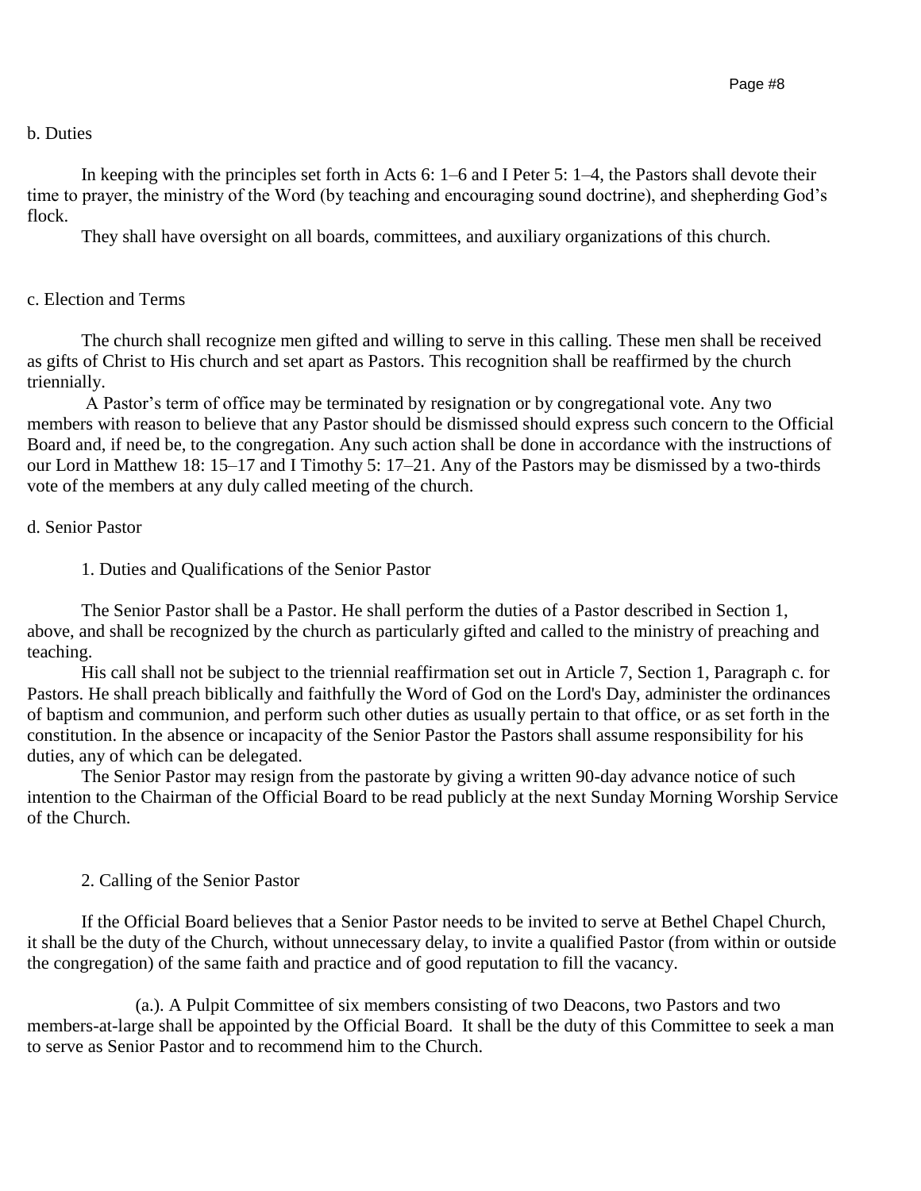b. Duties

In keeping with the principles set forth in Acts 6: 1–6 and I Peter 5: 1–4, the Pastors shall devote their time to prayer, the ministry of the Word (by teaching and encouraging sound doctrine), and shepherding God's flock.

They shall have oversight on all boards, committees, and auxiliary organizations of this church.

c. Election and Terms

The church shall recognize men gifted and willing to serve in this calling. These men shall be received as gifts of Christ to His church and set apart as Pastors. This recognition shall be reaffirmed by the church triennially.

A Pastor's term of office may be terminated by resignation or by congregational vote. Any two members with reason to believe that any Pastor should be dismissed should express such concern to the Official Board and, if need be, to the congregation. Any such action shall be done in accordance with the instructions of our Lord in Matthew 18: 15–17 and I Timothy 5: 17–21. Any of the Pastors may be dismissed by a two-thirds vote of the members at any duly called meeting of the church.

d. Senior Pastor

1. Duties and Qualifications of the Senior Pastor

The Senior Pastor shall be a Pastor. He shall perform the duties of a Pastor described in Section 1, above, and shall be recognized by the church as particularly gifted and called to the ministry of preaching and teaching.

His call shall not be subject to the triennial reaffirmation set out in Article 7, Section 1, Paragraph c. for Pastors. He shall preach biblically and faithfully the Word of God on the Lord's Day, administer the ordinances of baptism and communion, and perform such other duties as usually pertain to that office, or as set forth in the constitution. In the absence or incapacity of the Senior Pastor the Pastors shall assume responsibility for his duties, any of which can be delegated.

The Senior Pastor may resign from the pastorate by giving a written 90-day advance notice of such intention to the Chairman of the Official Board to be read publicly at the next Sunday Morning Worship Service of the Church.

2. Calling of the Senior Pastor

If the Official Board believes that a Senior Pastor needs to be invited to serve at Bethel Chapel Church, it shall be the duty of the Church, without unnecessary delay, to invite a qualified Pastor (from within or outside the congregation) of the same faith and practice and of good reputation to fill the vacancy.

(a.). A Pulpit Committee of six members consisting of two Deacons, two Pastors and two members-at-large shall be appointed by the Official Board. It shall be the duty of this Committee to seek a man to serve as Senior Pastor and to recommend him to the Church.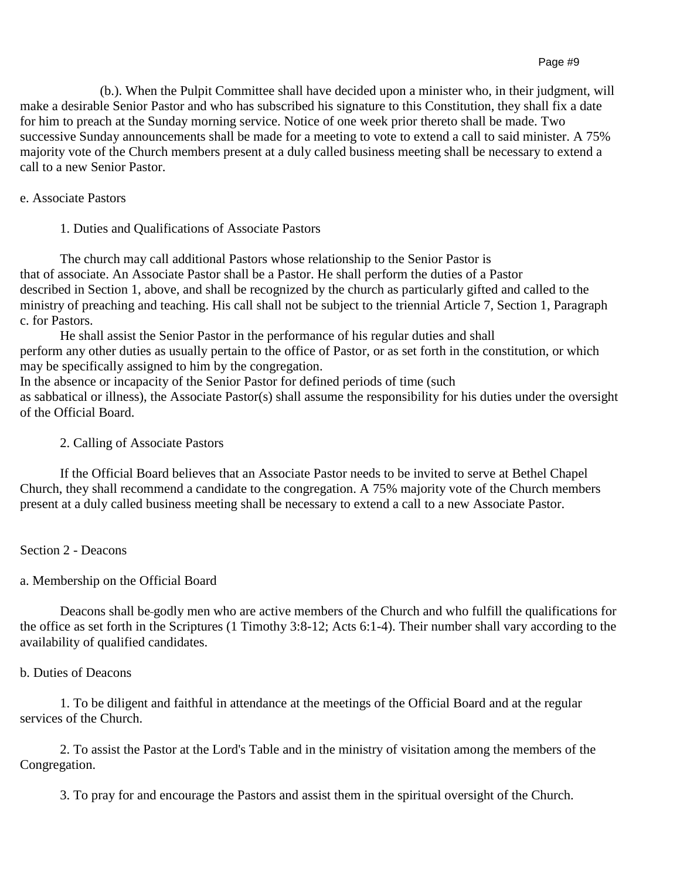(b.). When the Pulpit Committee shall have decided upon a minister who, in their judgment, will make a desirable Senior Pastor and who has subscribed his signature to this Constitution, they shall fix a date for him to preach at the Sunday morning service. Notice of one week prior thereto shall be made. Two successive Sunday announcements shall be made for a meeting to vote to extend a call to said minister. A 75% majority vote of the Church members present at a duly called business meeting shall be necessary to extend a call to a new Senior Pastor.

e. Associate Pastors

1. Duties and Qualifications of Associate Pastors

The church may call additional Pastors whose relationship to the Senior Pastor is that of associate. An Associate Pastor shall be a Pastor. He shall perform the duties of a Pastor described in Section 1, above, and shall be recognized by the church as particularly gifted and called to the ministry of preaching and teaching. His call shall not be subject to the triennial Article 7, Section 1, Paragraph c. for Pastors.

He shall assist the Senior Pastor in the performance of his regular duties and shall perform any other duties as usually pertain to the office of Pastor, or as set forth in the constitution, or which may be specifically assigned to him by the congregation.

In the absence or incapacity of the Senior Pastor for defined periods of time (such as sabbatical or illness), the Associate Pastor(s) shall assume the responsibility for his duties under the oversight of the Official Board.

2. Calling of Associate Pastors

If the Official Board believes that an Associate Pastor needs to be invited to serve at Bethel Chapel Church, they shall recommend a candidate to the congregation. A 75% majority vote of the Church members present at a duly called business meeting shall be necessary to extend a call to a new Associate Pastor.

Section 2 - Deacons

a. Membership on the Official Board

Deacons shall be godly men who are active members of the Church and who fulfill the qualifications for the office as set forth in the Scriptures (1 Timothy 3:8-12; Acts 6:1-4). Their number shall vary according to the availability of qualified candidates.

b. Duties of Deacons

1. To be diligent and faithful in attendance at the meetings of the Official Board and at the regular services of the Church.

2. To assist the Pastor at the Lord's Table and in the ministry of visitation among the members of the Congregation.

3. To pray for and encourage the Pastors and assist them in the spiritual oversight of the Church.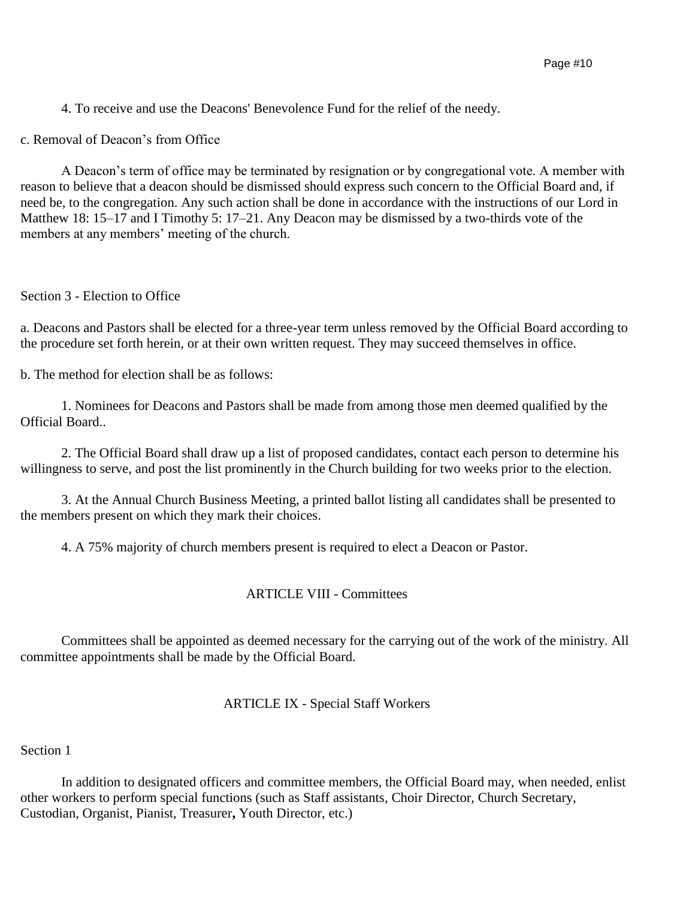4. To receive and use the Deacons' Benevolence Fund for the relief of the needy.

c. Removal of Deacon's from Office

A Deacon's term of office may be terminated by resignation or by congregational vote. A member with reason to believe that a deacon should be dismissed should express such concern to the Official Board and, if need be, to the congregation. Any such action shall be done in accordance with the instructions of our Lord in Matthew 18: 15–17 and I Timothy 5: 17–21. Any Deacon may be dismissed by a two-thirds vote of the members at any members' meeting of the church.

Section 3 - Election to Office

a. Deacons and Pastors shall be elected for a three-year term unless removed by the Official Board according to the procedure set forth herein, or at their own written request. They may succeed themselves in office.

b. The method for election shall be as follows:

1. Nominees for Deacons and Pastors shall be made from among those men deemed qualified by the Official Board..

2. The Official Board shall draw up a list of proposed candidates, contact each person to determine his willingness to serve, and post the list prominently in the Church building for two weeks prior to the election.

3. At the Annual Church Business Meeting, a printed ballot listing all candidates shall be presented to the members present on which they mark their choices.

4. A 75% majority of church members present is required to elect a Deacon or Pastor.

## ARTICLE VIII - Committees

Committees shall be appointed as deemed necessary for the carrying out of the work of the ministry. All committee appointments shall be made by the Official Board.

## ARTICLE IX - Special Staff Workers

Section 1

In addition to designated officers and committee members, the Official Board may, when needed, enlist other workers to perform special functions (such as Staff assistants, Choir Director, Church Secretary, Custodian, Organist, Pianist, Treasurer**,** Youth Director, etc.)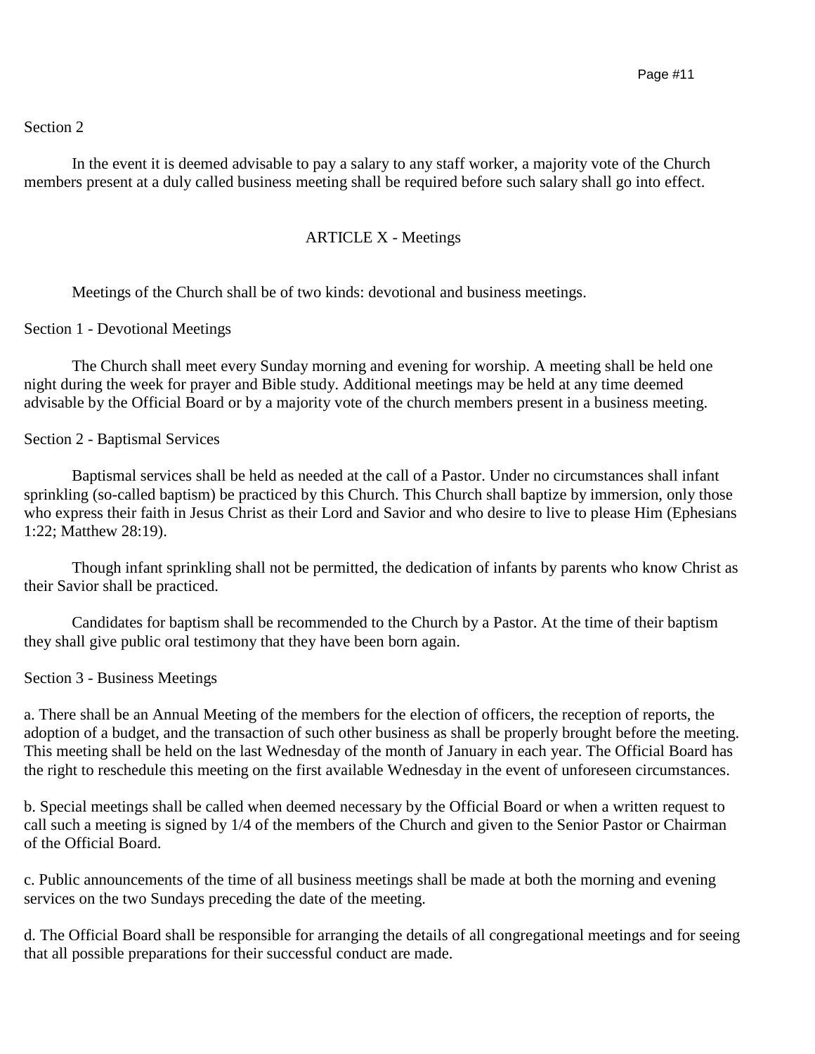Section 2

In the event it is deemed advisable to pay a salary to any staff worker, a majority vote of the Church members present at a duly called business meeting shall be required before such salary shall go into effect.

## ARTICLE X - Meetings

Meetings of the Church shall be of two kinds: devotional and business meetings.

### Section 1 - Devotional Meetings

The Church shall meet every Sunday morning and evening for worship. A meeting shall be held one night during the week for prayer and Bible study. Additional meetings may be held at any time deemed advisable by the Official Board or by a majority vote of the church members present in a business meeting.

### Section 2 - Baptismal Services

Baptismal services shall be held as needed at the call of a Pastor. Under no circumstances shall infant sprinkling (so-called baptism) be practiced by this Church. This Church shall baptize by immersion, only those who express their faith in Jesus Christ as their Lord and Savior and who desire to live to please Him (Ephesians 1:22; Matthew 28:19).

Though infant sprinkling shall not be permitted, the dedication of infants by parents who know Christ as their Savior shall be practiced.

Candidates for baptism shall be recommended to the Church by a Pastor. At the time of their baptism they shall give public oral testimony that they have been born again.

### Section 3 - Business Meetings

a. There shall be an Annual Meeting of the members for the election of officers, the reception of reports, the adoption of a budget, and the transaction of such other business as shall be properly brought before the meeting. This meeting shall be held on the last Wednesday of the month of January in each year. The Official Board has the right to reschedule this meeting on the first available Wednesday in the event of unforeseen circumstances.

b. Special meetings shall be called when deemed necessary by the Official Board or when a written request to call such a meeting is signed by 1/4 of the members of the Church and given to the Senior Pastor or Chairman of the Official Board.

c. Public announcements of the time of all business meetings shall be made at both the morning and evening services on the two Sundays preceding the date of the meeting.

d. The Official Board shall be responsible for arranging the details of all congregational meetings and for seeing that all possible preparations for their successful conduct are made.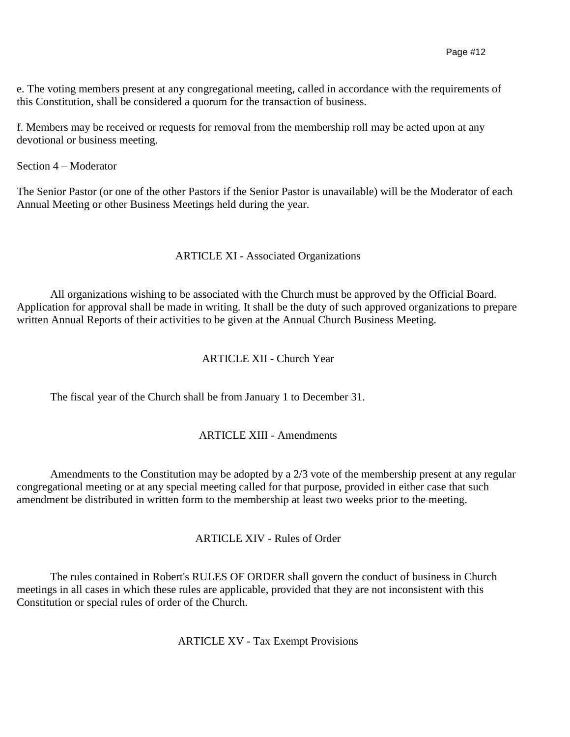e. The voting members present at any congregational meeting, called in accordance with the requirements of this Constitution, shall be considered a quorum for the transaction of business.

f. Members may be received or requests for removal from the membership roll may be acted upon at any devotional or business meeting.

Section 4 – Moderator

The Senior Pastor (or one of the other Pastors if the Senior Pastor is unavailable) will be the Moderator of each Annual Meeting or other Business Meetings held during the year.

## ARTICLE XI - Associated Organizations

All organizations wishing to be associated with the Church must be approved by the Official Board. Application for approval shall be made in writing. It shall be the duty of such approved organizations to prepare written Annual Reports of their activities to be given at the Annual Church Business Meeting.

## ARTICLE XII - Church Year

The fiscal year of the Church shall be from January 1 to December 31.

## ARTICLE XIII - Amendments

Amendments to the Constitution may be adopted by a 2/3 vote of the membership present at any regular congregational meeting or at any special meeting called for that purpose, provided in either case that such amendment be distributed in written form to the membership at least two weeks prior to the meeting.

## ARTICLE XIV - Rules of Order

The rules contained in Robert's RULES OF ORDER shall govern the conduct of business in Church meetings in all cases in which these rules are applicable, provided that they are not inconsistent with this Constitution or special rules of order of the Church.

## ARTICLE XV - Tax Exempt Provisions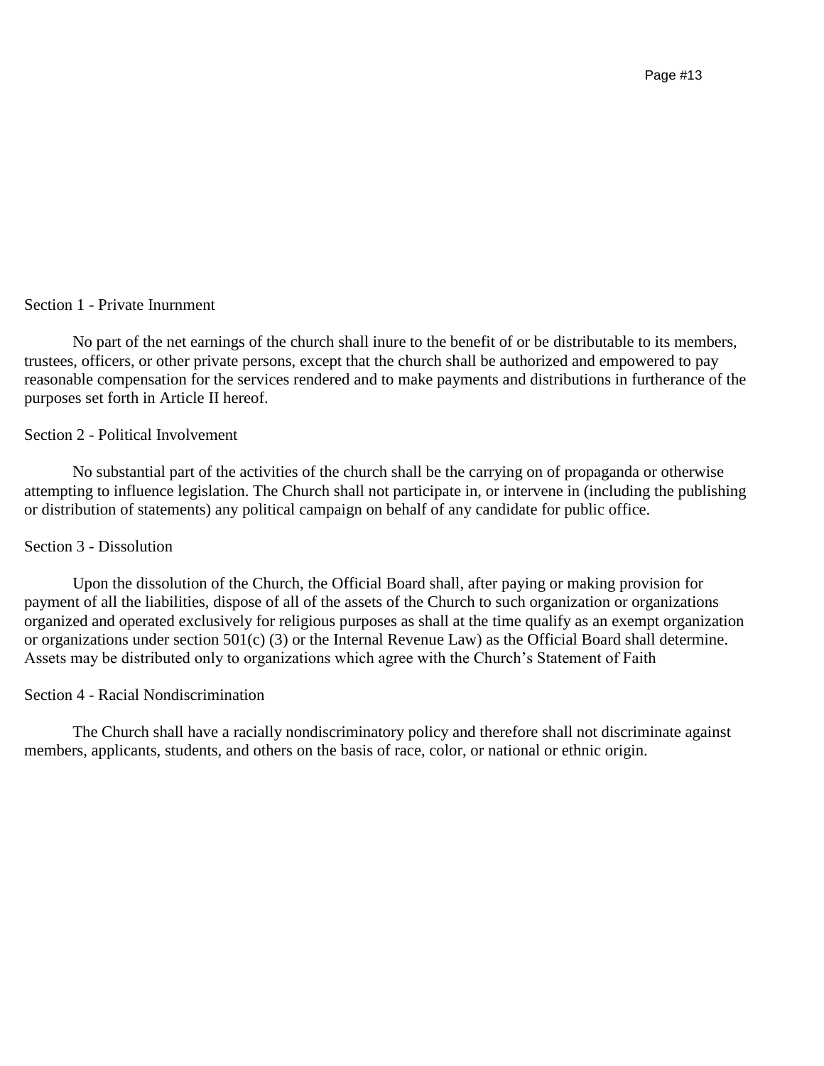Section 1 - Private Inurnment

No part of the net earnings of the church shall inure to the benefit of or be distributable to its members, trustees, officers, or other private persons, except that the church shall be authorized and empowered to pay reasonable compensation for the services rendered and to make payments and distributions in furtherance of the purposes set forth in Article II hereof.

Section 2 - Political Involvement

No substantial part of the activities of the church shall be the carrying on of propaganda or otherwise attempting to influence legislation. The Church shall not participate in, or intervene in (including the publishing or distribution of statements) any political campaign on behalf of any candidate for public office.

Section 3 - Dissolution

Upon the dissolution of the Church, the Official Board shall, after paying or making provision for payment of all the liabilities, dispose of all of the assets of the Church to such organization or organizations organized and operated exclusively for religious purposes as shall at the time qualify as an exempt organization or organizations under section 501(c) (3) or the Internal Revenue Law) as the Official Board shall determine. Assets may be distributed only to organizations which agree with the Church's Statement of Faith

Section 4 - Racial Nondiscrimination

The Church shall have a racially nondiscriminatory policy and therefore shall not discriminate against members, applicants, students, and others on the basis of race, color, or national or ethnic origin.